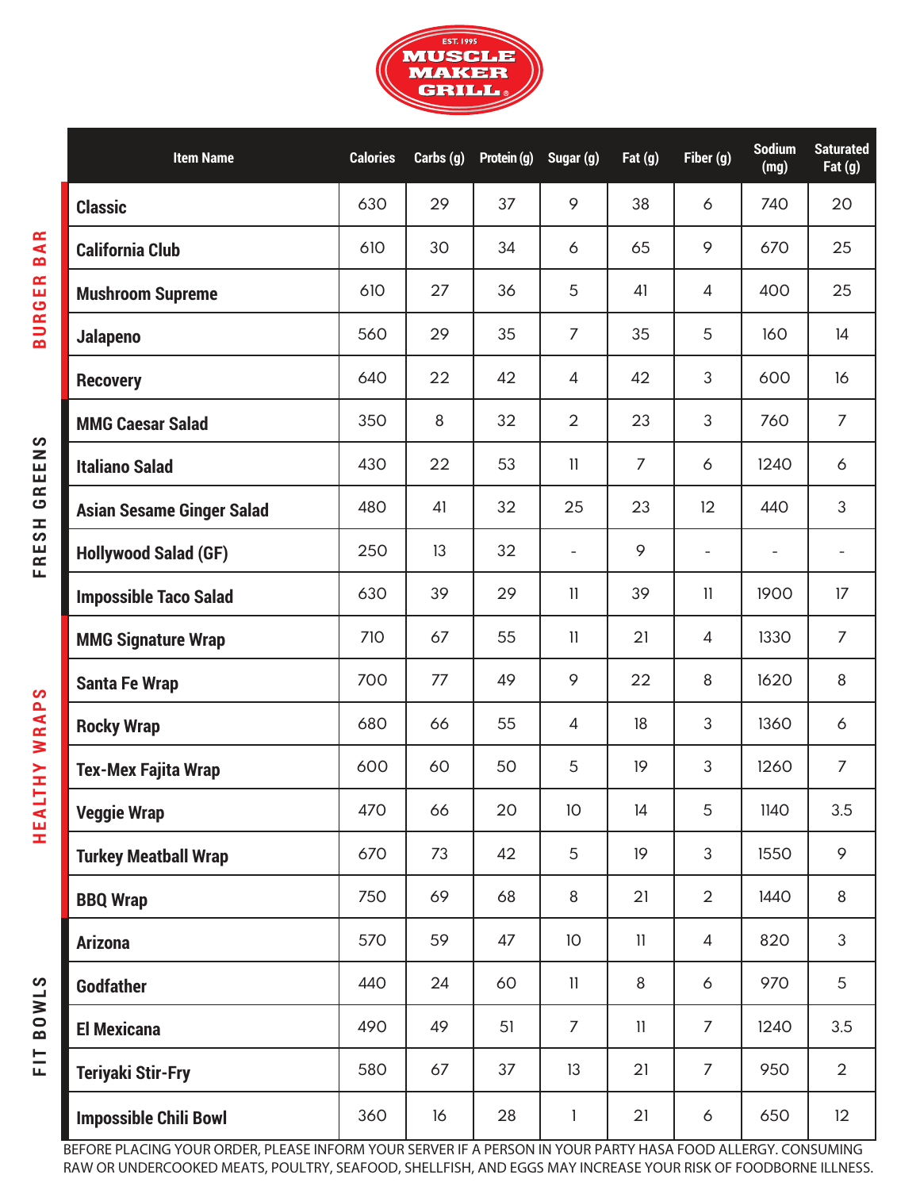# MUSCLE MAKER GRILL

EST. 1995

| Category | Item Name | Calories | Carbs (g) | Protein (g) | Sugar (g) | Fat (g) | Fiber (g) | Sodium (mg) | Saturated Fat (g) |
|---|---|---|---|---|---|---|---|---|---|
| BURGER BAR | Classic | 630 | 29 | 37 | 9 | 38 | 6 | 740 | 20 |
| | California Club | 610 | 30 | 34 | 6 | 65 | 9 | 670 | 25 |
| | Mushroom Supreme | 610 | 27 | 36 | 5 | 41 | 4 | 400 | 25 |
| | Jalapeno | 560 | 29 | 35 | 7 | 35 | 5 | 160 | 14 |
| | Recovery | 640 | 22 | 42 | 4 | 42 | 3 | 600 | 16 |
| FRESH GREENS | MMG Caesar Salad | 350 | 8 | 32 | 2 | 23 | 3 | 760 | 7 |
| | Italiano Salad | 430 | 22 | 53 | 11 | 7 | 6 | 1240 | 6 |
| | Asian Sesame Ginger Salad | 480 | 41 | 32 | 25 | 23 | 12 | 440 | 3 |
| | Hollywood Salad (GF) | 250 | 13 | 32 | - | 9 | - | - | - |
| | Impossible Taco Salad | 630 | 39 | 29 | 11 | 39 | 11 | 1900 | 17 |
| HEALTHY WRAPS | MMG Signature Wrap | 710 | 67 | 55 | 11 | 21 | 4 | 1330 | 7 |
| | Santa Fe Wrap | 700 | 77 | 49 | 9 | 22 | 8 | 1620 | 8 |
| | Rocky Wrap | 680 | 66 | 55 | 4 | 18 | 3 | 1360 | 6 |
| | Tex-Mex Fajita Wrap | 600 | 60 | 50 | 5 | 19 | 3 | 1260 | 7 |
| | Veggie Wrap | 470 | 66 | 20 | 10 | 14 | 5 | 1140 | 3.5 |
| | Turkey Meatball Wrap | 670 | 73 | 42 | 5 | 19 | 3 | 1550 | 9 |
| | BBQ Wrap | 750 | 69 | 68 | 8 | 21 | 2 | 1440 | 8 |
| FIT BOWLS | Arizona | 570 | 59 | 47 | 10 | 11 | 4 | 820 | 3 |
| | Godfather | 440 | 24 | 60 | 11 | 8 | 6 | 970 | 5 |
| | El Mexicana | 490 | 49 | 51 | 7 | 11 | 7 | 1240 | 3.5 |
| | Teriyaki Stir-Fry | 580 | 67 | 37 | 13 | 21 | 7 | 950 | 2 |
| | Impossible Chili Bowl | 360 | 16 | 28 | 1 | 21 | 6 | 650 | 12 |

BEFORE PLACING YOUR ORDER, PLEASE INFORM YOUR SERVER IF A PERSON IN YOUR PARTY HASA FOOD ALLERGY. CONSUMING RAW OR UNDERCOOKED MEATS, POULTRY, SEAFOOD, SHELLFISH, AND EGGS MAY INCREASE YOUR RISK OF FOODBORNE ILLNESS.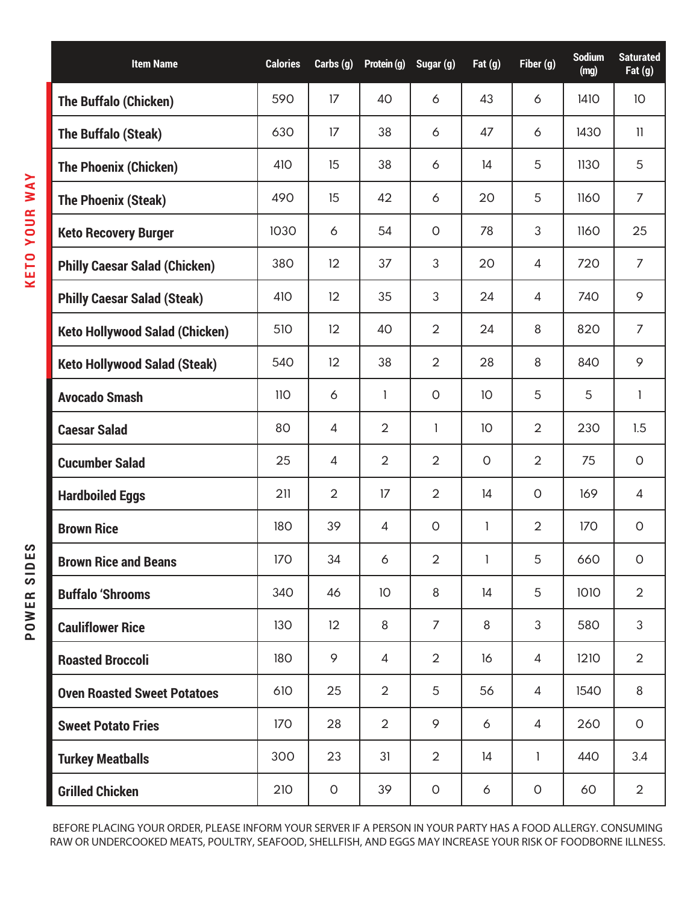| | Item Name | Calories | Carbs (g) | Protein (g) | Sugar (g) | Fat (g) | Fiber (g) | Sodium (mg) | Saturated Fat (g) |
|---|---|---|---|---|---|---|---|---|---|
| **KETO YOUR WAY** | **The Buffalo (Chicken)** | 590 | 17 | 40 | 6 | 43 | 6 | 1410 | 10 |
| | **The Buffalo (Steak)** | 630 | 17 | 38 | 6 | 47 | 6 | 1430 | 11 |
| | **The Phoenix (Chicken)** | 410 | 15 | 38 | 6 | 14 | 5 | 1130 | 5 |
| | **The Phoenix (Steak)** | 490 | 15 | 42 | 6 | 20 | 5 | 1160 | 7 |
| | **Keto Recovery Burger** | 1030 | 6 | 54 | 0 | 78 | 3 | 1160 | 25 |
| | **Philly Caesar Salad (Chicken)** | 380 | 12 | 37 | 3 | 20 | 4 | 720 | 7 |
| | **Philly Caesar Salad (Steak)** | 410 | 12 | 35 | 3 | 24 | 4 | 740 | 9 |
| | **Keto Hollywood Salad (Chicken)** | 510 | 12 | 40 | 2 | 24 | 8 | 820 | 7 |
| | **Keto Hollywood Salad (Steak)** | 540 | 12 | 38 | 2 | 28 | 8 | 840 | 9 |
| **POWER SIDES** | **Avocado Smash** | 110 | 6 | 1 | 0 | 10 | 5 | 5 | 1 |
| | **Caesar Salad** | 80 | 4 | 2 | 1 | 10 | 2 | 230 | 1.5 |
| | **Cucumber Salad** | 25 | 4 | 2 | 2 | 0 | 2 | 75 | 0 |
| | **Hardboiled Eggs** | 211 | 2 | 17 | 2 | 14 | 0 | 169 | 4 |
| | **Brown Rice** | 180 | 39 | 4 | 0 | 1 | 2 | 170 | 0 |
| | **Brown Rice and Beans** | 170 | 34 | 6 | 2 | 1 | 5 | 660 | 0 |
| | **Buffalo 'Shrooms** | 340 | 46 | 10 | 8 | 14 | 5 | 1010 | 2 |
| | **Cauliflower Rice** | 130 | 12 | 8 | 7 | 8 | 3 | 580 | 3 |
| | **Roasted Broccoli** | 180 | 9 | 4 | 2 | 16 | 4 | 1210 | 2 |
| | **Oven Roasted Sweet Potatoes** | 610 | 25 | 2 | 5 | 56 | 4 | 1540 | 8 |
| | **Sweet Potato Fries** | 170 | 28 | 2 | 9 | 6 | 4 | 260 | 0 |
| | **Turkey Meatballs** | 300 | 23 | 31 | 2 | 14 | 1 | 440 | 3.4 |
| | **Grilled Chicken** | 210 | 0 | 39 | 0 | 6 | 0 | 60 | 2 |

BEFORE PLACING YOUR ORDER, PLEASE INFORM YOUR SERVER IF A PERSON IN YOUR PARTY HAS A FOOD ALLERGY. CONSUMING RAW OR UNDERCOOKED MEATS, POULTRY, SEAFOOD, SHELLFISH, AND EGGS MAY INCREASE YOUR RISK OF FOODBORNE ILLNESS.